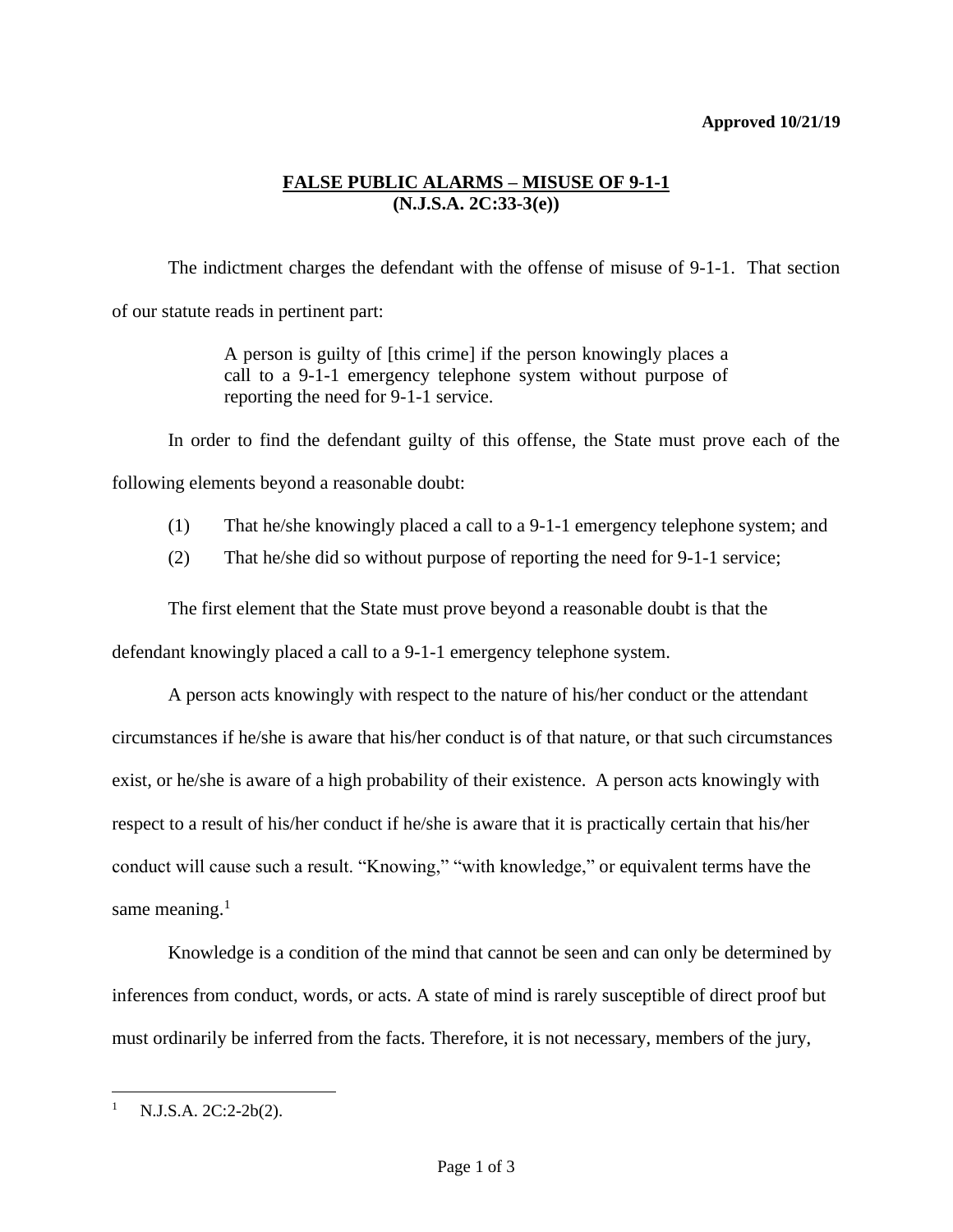**Approved 10/21/19**

# FALSE PUBLIC ALARMS – MISUSE OF 9-1-1
## (N.J.S.A. 2C:33-3(e))

The indictment charges the defendant with the offense of misuse of 9-1-1. That section of our statute reads in pertinent part:

> A person is guilty of [this crime] if the person knowingly places a call to a 9-1-1 emergency telephone system without purpose of reporting the need for 9-1-1 service.

In order to find the defendant guilty of this offense, the State must prove each of the following elements beyond a reasonable doubt:

(1) That he/she knowingly placed a call to a 9-1-1 emergency telephone system; and

(2) That he/she did so without purpose of reporting the need for 9-1-1 service;

The first element that the State must prove beyond a reasonable doubt is that the defendant knowingly placed a call to a 9-1-1 emergency telephone system.

A person acts knowingly with respect to the nature of his/her conduct or the attendant circumstances if he/she is aware that his/her conduct is of that nature, or that such circumstances exist, or he/she is aware of a high probability of their existence. A person acts knowingly with respect to a result of his/her conduct if he/she is aware that it is practically certain that his/her conduct will cause such a result. "Knowing," "with knowledge," or equivalent terms have the same meaning.[1]

Knowledge is a condition of the mind that cannot be seen and can only be determined by inferences from conduct, words, or acts. A state of mind is rarely susceptible of direct proof but must ordinarily be inferred from the facts. Therefore, it is not necessary, members of the jury,

---

[1] N.J.S.A. 2C:2-2b(2).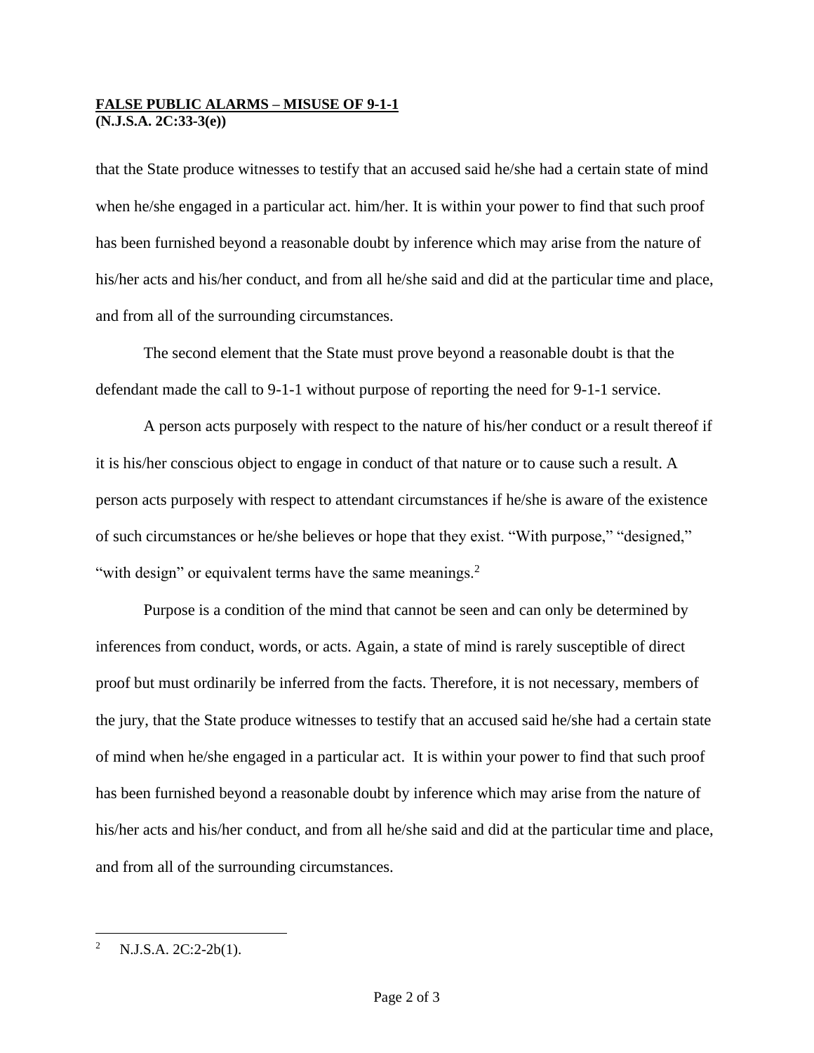that the State produce witnesses to testify that an accused said he/she had a certain state of mind when he/she engaged in a particular act. him/her. It is within your power to find that such proof has been furnished beyond a reasonable doubt by inference which may arise from the nature of his/her acts and his/her conduct, and from all he/she said and did at the particular time and place, and from all of the surrounding circumstances.

The second element that the State must prove beyond a reasonable doubt is that the defendant made the call to 9-1-1 without purpose of reporting the need for 9-1-1 service.

A person acts purposely with respect to the nature of his/her conduct or a result thereof if it is his/her conscious object to engage in conduct of that nature or to cause such a result. A person acts purposely with respect to attendant circumstances if he/she is aware of the existence of such circumstances or he/she believes or hope that they exist. "With purpose," "designed," "with design" or equivalent terms have the same meanings.[2]

Purpose is a condition of the mind that cannot be seen and can only be determined by inferences from conduct, words, or acts. Again, a state of mind is rarely susceptible of direct proof but must ordinarily be inferred from the facts. Therefore, it is not necessary, members of the jury, that the State produce witnesses to testify that an accused said he/she had a certain state of mind when he/she engaged in a particular act. It is within your power to find that such proof has been furnished beyond a reasonable doubt by inference which may arise from the nature of his/her acts and his/her conduct, and from all he/she said and did at the particular time and place, and from all of the surrounding circumstances.

---

[2] N.J.S.A. 2C:2-2b(1).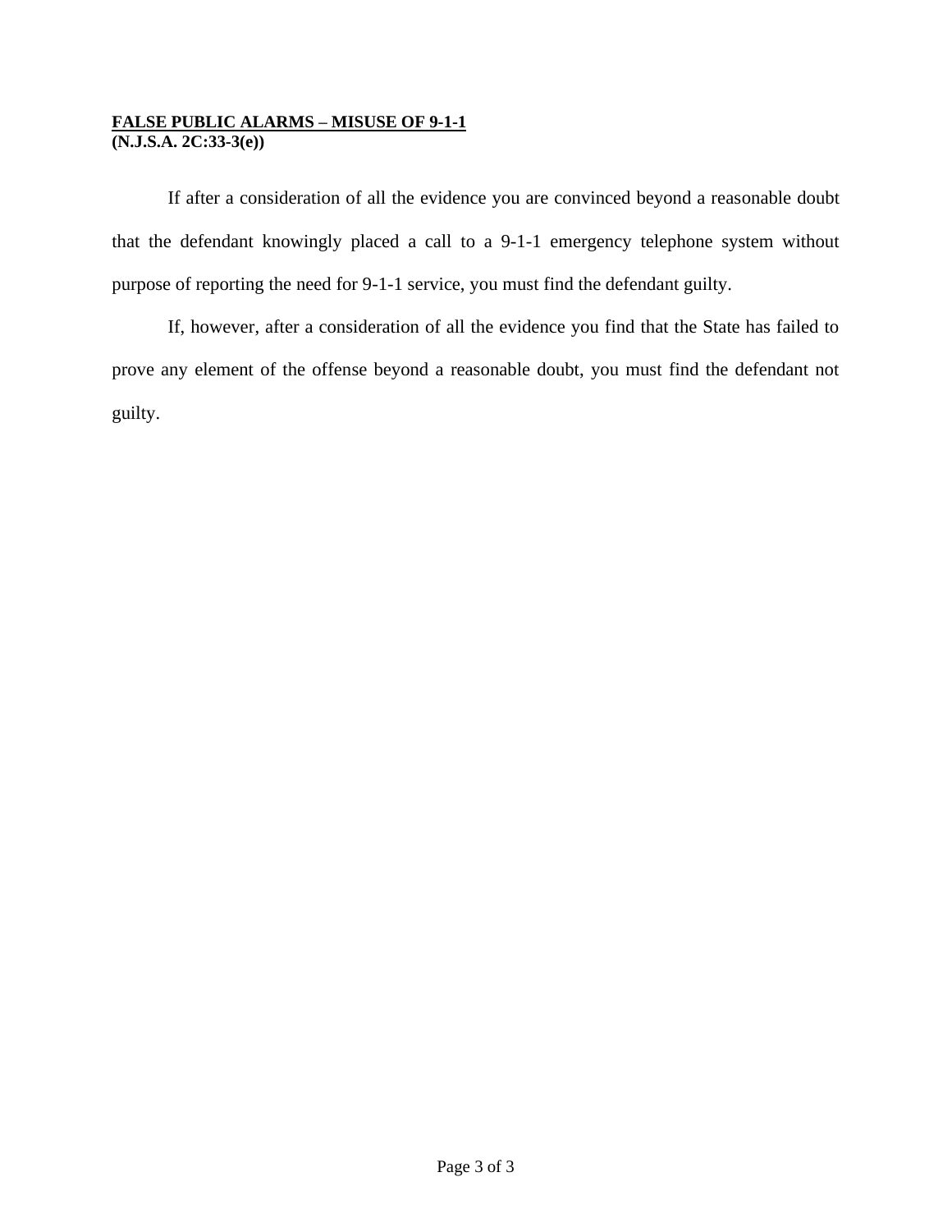**FALSE PUBLIC ALARMS – MISUSE OF 9-1-1**
**(N.J.S.A. 2C:33-3(e))**

If after a consideration of all the evidence you are convinced beyond a reasonable doubt that the defendant knowingly placed a call to a 9-1-1 emergency telephone system without purpose of reporting the need for 9-1-1 service, you must find the defendant guilty.

If, however, after a consideration of all the evidence you find that the State has failed to prove any element of the offense beyond a reasonable doubt, you must find the defendant not guilty.